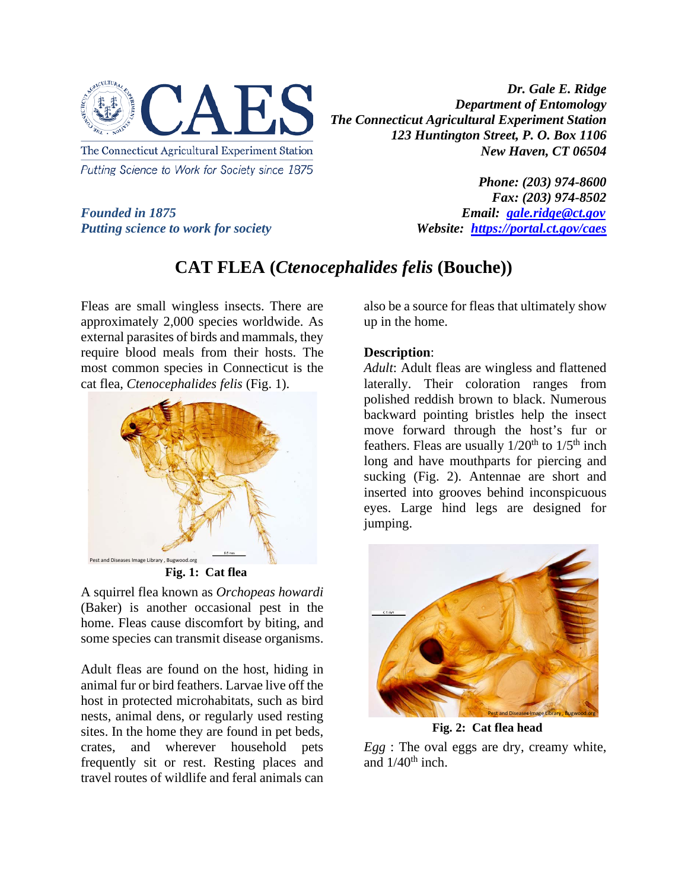Dr. Gale E. Ridge
Department of Entomology
The Connecticut Agricultural Experiment Station
123 Huntington Street, P. O. Box 1106
New Haven, CT 06504

Phone: (203) 974-8600
Fax: (203) 974-8502
Email: gale.ridge@ct.gov
Website: https://portal.ct.gov/caes

The Connecticut Agricultural Experiment Station
Putting Science to Work for Society since 1875

*Founded in 1875*
*Putting science to work for society*

# CAT FLEA (*Ctenocephalides felis* (Bouche))

Fleas are small wingless insects. There are approximately 2,000 species worldwide. As external parasites of birds and mammals, they require blood meals from their hosts. The most common species in Connecticut is the cat flea, *Ctenocephalides felis* (Fig. 1).

**Fig. 1: Cat flea**

A squirrel flea known as *Orchopeas howardi* (Baker) is another occasional pest in the home. Fleas cause discomfort by biting, and some species can transmit disease organisms.

Adult fleas are found on the host, hiding in animal fur or bird feathers. Larvae live off the host in protected microhabitats, such as bird nests, animal dens, or regularly used resting sites. In the home they are found in pet beds, crates, and wherever household pets frequently sit or rest. Resting places and travel routes of wildlife and feral animals can also be a source for fleas that ultimately show up in the home.

**Description**:

*Adult*: Adult fleas are wingless and flattened laterally. Their coloration ranges from polished reddish brown to black. Numerous backward pointing bristles help the insect move forward through the host's fur or feathers. Fleas are usually 1/20th to 1/5th inch long and have mouthparts for piercing and sucking (Fig. 2). Antennae are short and inserted into grooves behind inconspicuous eyes. Large hind legs are designed for jumping.

**Fig. 2: Cat flea head**

*Egg* : The oval eggs are dry, creamy white, and 1/40th inch.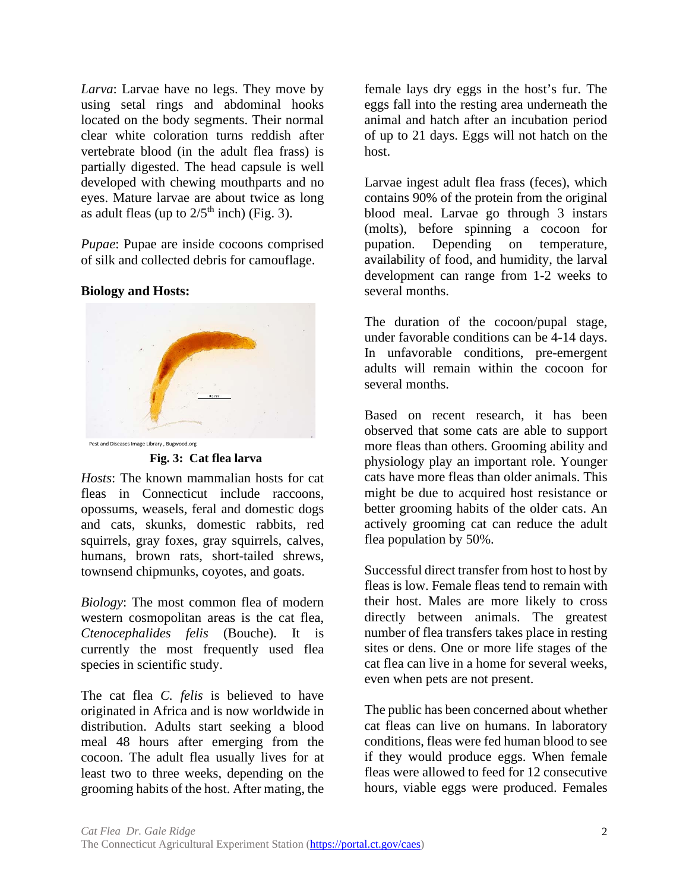*Larva*: Larvae have no legs. They move by using setal rings and abdominal hooks located on the body segments. Their normal clear white coloration turns reddish after vertebrate blood (in the adult flea frass) is partially digested. The head capsule is well developed with chewing mouthparts and no eyes. Mature larvae are about twice as long as adult fleas (up to 2/5$^{th}$ inch) (Fig. 3).

*Pupae*: Pupae are inside cocoons comprised of silk and collected debris for camouflage.

**Biology and Hosts:**

Pest and Diseases Image Library , Bugwood.org

**Fig. 3: Cat flea larva**

*Hosts*: The known mammalian hosts for cat fleas in Connecticut include raccoons, opossums, weasels, feral and domestic dogs and cats, skunks, domestic rabbits, red squirrels, gray foxes, gray squirrels, calves, humans, brown rats, short-tailed shrews, townsend chipmunks, coyotes, and goats.

*Biology*: The most common flea of modern western cosmopolitan areas is the cat flea, *Ctenocephalides felis* (Bouche). It is currently the most frequently used flea species in scientific study.

The cat flea *C. felis* is believed to have originated in Africa and is now worldwide in distribution. Adults start seeking a blood meal 48 hours after emerging from the cocoon. The adult flea usually lives for at least two to three weeks, depending on the grooming habits of the host. After mating, the female lays dry eggs in the host's fur. The eggs fall into the resting area underneath the animal and hatch after an incubation period of up to 21 days. Eggs will not hatch on the host.

Larvae ingest adult flea frass (feces), which contains 90% of the protein from the original blood meal. Larvae go through 3 instars (molts), before spinning a cocoon for pupation. Depending on temperature, availability of food, and humidity, the larval development can range from 1-2 weeks to several months.

The duration of the cocoon/pupal stage, under favorable conditions can be 4-14 days. In unfavorable conditions, pre-emergent adults will remain within the cocoon for several months.

Based on recent research, it has been observed that some cats are able to support more fleas than others. Grooming ability and physiology play an important role. Younger cats have more fleas than older animals. This might be due to acquired host resistance or better grooming habits of the older cats. An actively grooming cat can reduce the adult flea population by 50%.

Successful direct transfer from host to host by fleas is low. Female fleas tend to remain with their host. Males are more likely to cross directly between animals. The greatest number of flea transfers takes place in resting sites or dens. One or more life stages of the cat flea can live in a home for several weeks, even when pets are not present.

The public has been concerned about whether cat fleas can live on humans. In laboratory conditions, fleas were fed human blood to see if they would produce eggs. When female fleas were allowed to feed for 12 consecutive hours, viable eggs were produced. Females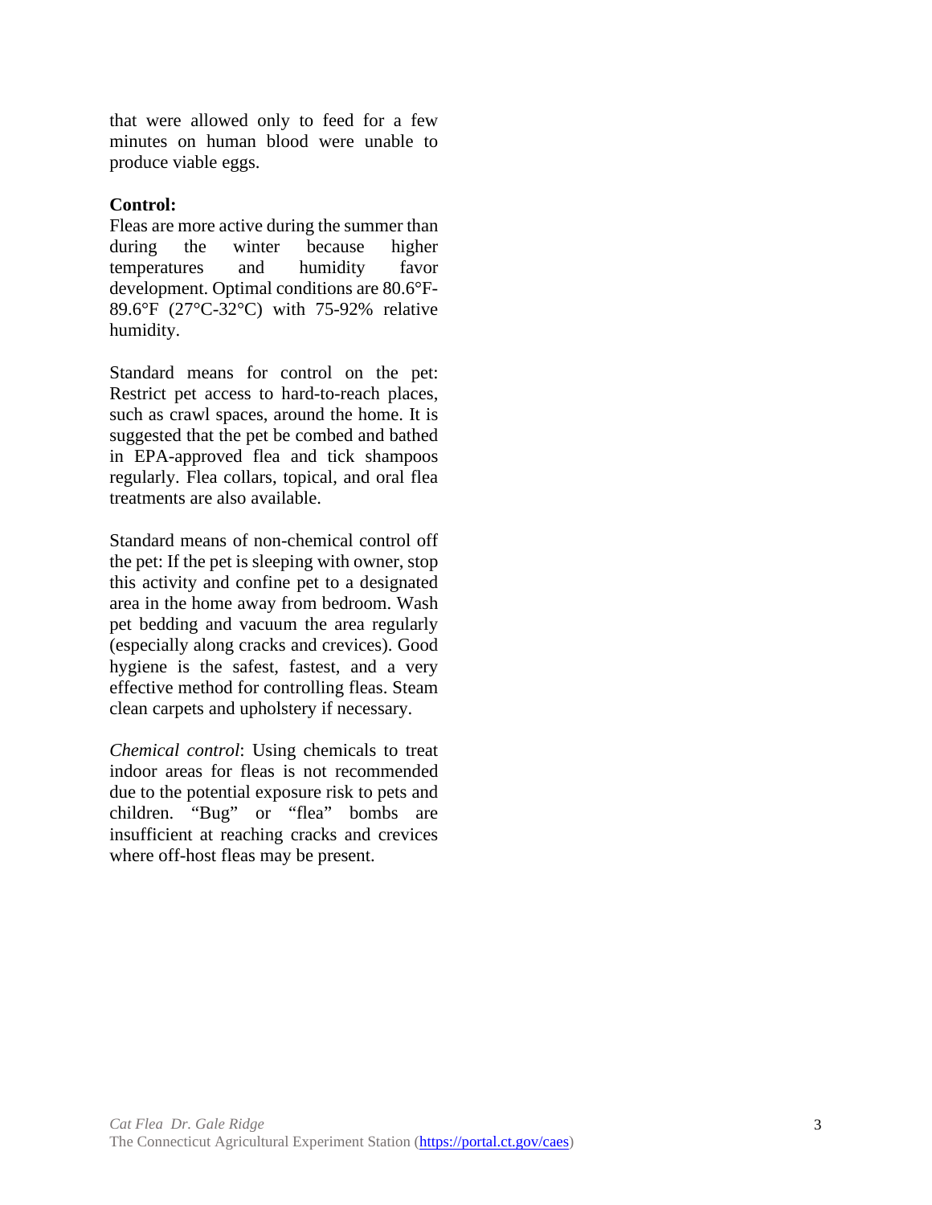that were allowed only to feed for a few minutes on human blood were unable to produce viable eggs.

**Control:**

Fleas are more active during the summer than during the winter because higher temperatures and humidity favor development. Optimal conditions are 80.6°F-89.6°F (27°C-32°C) with 75-92% relative humidity.

Standard means for control on the pet: Restrict pet access to hard-to-reach places, such as crawl spaces, around the home. It is suggested that the pet be combed and bathed in EPA-approved flea and tick shampoos regularly. Flea collars, topical, and oral flea treatments are also available.

Standard means of non-chemical control off the pet: If the pet is sleeping with owner, stop this activity and confine pet to a designated area in the home away from bedroom. Wash pet bedding and vacuum the area regularly (especially along cracks and crevices). Good hygiene is the safest, fastest, and a very effective method for controlling fleas. Steam clean carpets and upholstery if necessary.

*Chemical control*: Using chemicals to treat indoor areas for fleas is not recommended due to the potential exposure risk to pets and children. "Bug" or "flea" bombs are insufficient at reaching cracks and crevices where off-host fleas may be present.